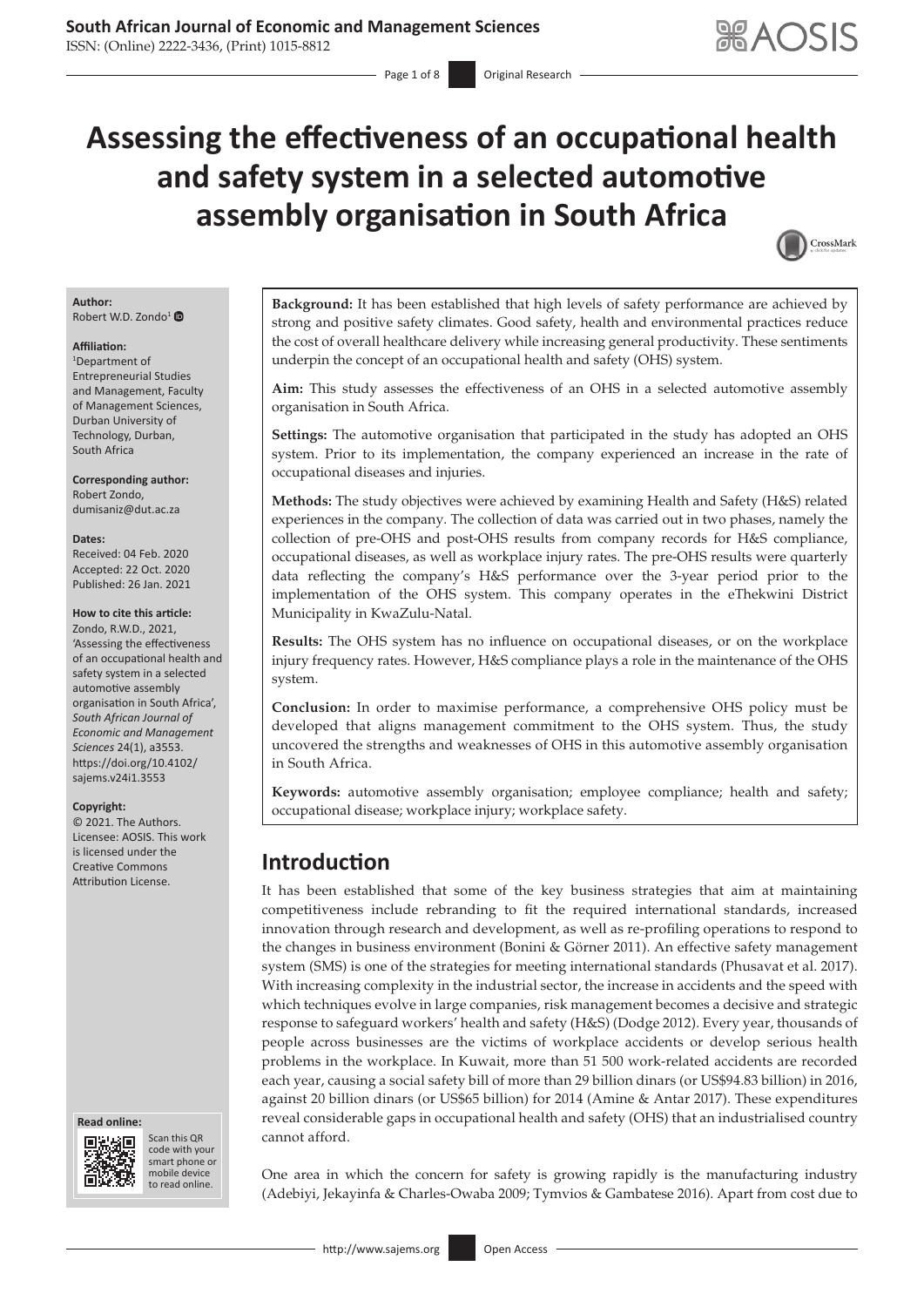# Assessing the effectiveness of an occupational health and safety system in a selected automotive assembly organisation in South Africa

**Author:**
Robert W.D. Zondo[1]

**Affiliation:**
[1]Department of Entrepreneurial Studies and Management, Faculty of Management Sciences, Durban University of Technology, Durban, South Africa

**Corresponding author:**
Robert Zondo,
dumisaniz@dut.ac.za

**Dates:**
Received: 04 Feb. 2020
Accepted: 22 Oct. 2020
Published: 26 Jan. 2021

**How to cite this article:**
Zondo, R.W.D., 2021, 'Assessing the effectiveness of an occupational health and safety system in a selected automotive assembly organisation in South Africa', *South African Journal of Economic and Management Sciences* 24(1), a3553. https://doi.org/10.4102/sajems.v24i1.3553

**Copyright:**
© 2021. The Authors. Licensee: AOSIS. This work is licensed under the Creative Commons Attribution License.

**Background:** It has been established that high levels of safety performance are achieved by strong and positive safety climates. Good safety, health and environmental practices reduce the cost of overall healthcare delivery while increasing general productivity. These sentiments underpin the concept of an occupational health and safety (OHS) system.

**Aim:** This study assesses the effectiveness of an OHS in a selected automotive assembly organisation in South Africa.

**Settings:** The automotive organisation that participated in the study has adopted an OHS system. Prior to its implementation, the company experienced an increase in the rate of occupational diseases and injuries.

**Methods:** The study objectives were achieved by examining Health and Safety (H&S) related experiences in the company. The collection of data was carried out in two phases, namely the collection of pre-OHS and post-OHS results from company records for H&S compliance, occupational diseases, as well as workplace injury rates. The pre-OHS results were quarterly data reflecting the company's H&S performance over the 3-year period prior to the implementation of the OHS system. This company operates in the eThekwini District Municipality in KwaZulu-Natal.

**Results:** The OHS system has no influence on occupational diseases, or on the workplace injury frequency rates. However, H&S compliance plays a role in the maintenance of the OHS system.

**Conclusion:** In order to maximise performance, a comprehensive OHS policy must be developed that aligns management commitment to the OHS system. Thus, the study uncovered the strengths and weaknesses of OHS in this automotive assembly organisation in South Africa.

**Keywords:** automotive assembly organisation; employee compliance; health and safety; occupational disease; workplace injury; workplace safety.

## Introduction

It has been established that some of the key business strategies that aim at maintaining competitiveness include rebranding to fit the required international standards, increased innovation through research and development, as well as re-profiling operations to respond to the changes in business environment (Bonini & Görner 2011). An effective safety management system (SMS) is one of the strategies for meeting international standards (Phusavat et al. 2017). With increasing complexity in the industrial sector, the increase in accidents and the speed with which techniques evolve in large companies, risk management becomes a decisive and strategic response to safeguard workers' health and safety (H&S) (Dodge 2012). Every year, thousands of people across businesses are the victims of workplace accidents or develop serious health problems in the workplace. In Kuwait, more than 51 500 work-related accidents are recorded each year, causing a social safety bill of more than 29 billion dinars (or US$94.83 billion) in 2016, against 20 billion dinars (or US$65 billion) for 2014 (Amine & Antar 2017). These expenditures reveal considerable gaps in occupational health and safety (OHS) that an industrialised country cannot afford.

One area in which the concern for safety is growing rapidly is the manufacturing industry (Adebiyi, Jekayinfa & Charles-Owaba 2009; Tymvios & Gambatese 2016). Apart from cost due to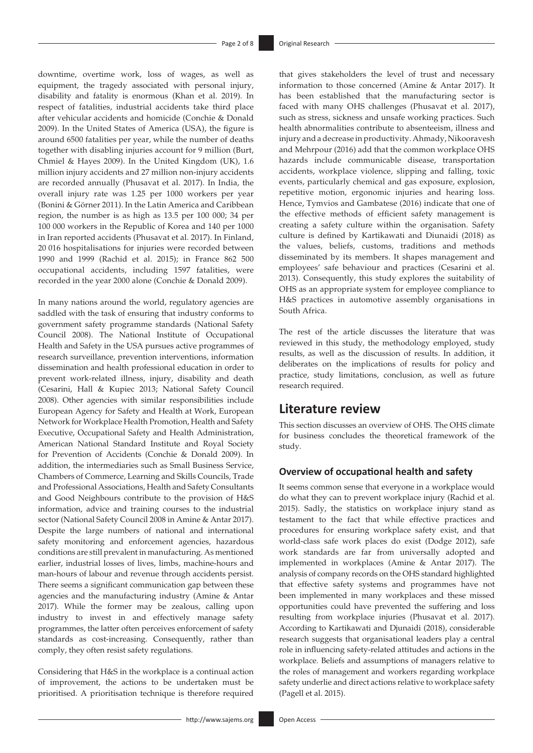downtime, overtime work, loss of wages, as well as equipment, the tragedy associated with personal injury, disability and fatality is enormous (Khan et al. 2019). In respect of fatalities, industrial accidents take third place after vehicular accidents and homicide (Conchie & Donald 2009). In the United States of America (USA), the figure is around 6500 fatalities per year, while the number of deaths together with disabling injuries account for 9 million (Burt, Chmiel & Hayes 2009). In the United Kingdom (UK), 1.6 million injury accidents and 27 million non-injury accidents are recorded annually (Phusavat et al. 2017). In India, the overall injury rate was 1.25 per 1000 workers per year (Bonini & Görner 2011). In the Latin America and Caribbean region, the number is as high as 13.5 per 100 000; 34 per 100 000 workers in the Republic of Korea and 140 per 1000 in Iran reported accidents (Phusavat et al. 2017). In Finland, 20 016 hospitalisations for injuries were recorded between 1990 and 1999 (Rachid et al. 2015); in France 862 500 occupational accidents, including 1597 fatalities, were recorded in the year 2000 alone (Conchie & Donald 2009).

In many nations around the world, regulatory agencies are saddled with the task of ensuring that industry conforms to government safety programme standards (National Safety Council 2008). The National Institute of Occupational Health and Safety in the USA pursues active programmes of research surveillance, prevention interventions, information dissemination and health professional education in order to prevent work-related illness, injury, disability and death (Cesarini, Hall & Kupiec 2013; National Safety Council 2008). Other agencies with similar responsibilities include European Agency for Safety and Health at Work, European Network for Workplace Health Promotion, Health and Safety Executive, Occupational Safety and Health Administration, American National Standard Institute and Royal Society for Prevention of Accidents (Conchie & Donald 2009). In addition, the intermediaries such as Small Business Service, Chambers of Commerce, Learning and Skills Councils, Trade and Professional Associations, Health and Safety Consultants and Good Neighbours contribute to the provision of H&S information, advice and training courses to the industrial sector (National Safety Council 2008 in Amine & Antar 2017). Despite the large numbers of national and international safety monitoring and enforcement agencies, hazardous conditions are still prevalent in manufacturing. As mentioned earlier, industrial losses of lives, limbs, machine-hours and man-hours of labour and revenue through accidents persist. There seems a significant communication gap between these agencies and the manufacturing industry (Amine & Antar 2017). While the former may be zealous, calling upon industry to invest in and effectively manage safety programmes, the latter often perceives enforcement of safety standards as cost-increasing. Consequently, rather than comply, they often resist safety regulations.

Considering that H&S in the workplace is a continual action of improvement, the actions to be undertaken must be prioritised. A prioritisation technique is therefore required that gives stakeholders the level of trust and necessary information to those concerned (Amine & Antar 2017). It has been established that the manufacturing sector is faced with many OHS challenges (Phusavat et al. 2017), such as stress, sickness and unsafe working practices. Such health abnormalities contribute to absenteeism, illness and injury and a decrease in productivity. Ahmady, Nikooravesh and Mehrpour (2016) add that the common workplace OHS hazards include communicable disease, transportation accidents, workplace violence, slipping and falling, toxic events, particularly chemical and gas exposure, explosion, repetitive motion, ergonomic injuries and hearing loss. Hence, Tymvios and Gambatese (2016) indicate that one of the effective methods of efficient safety management is creating a safety culture within the organisation. Safety culture is defined by Kartikawati and Diunaidi (2018) as the values, beliefs, customs, traditions and methods disseminated by its members. It shapes management and employees' safe behaviour and practices (Cesarini et al. 2013). Consequently, this study explores the suitability of OHS as an appropriate system for employee compliance to H&S practices in automotive assembly organisations in South Africa.

The rest of the article discusses the literature that was reviewed in this study, the methodology employed, study results, as well as the discussion of results. In addition, it deliberates on the implications of results for policy and practice, study limitations, conclusion, as well as future research required.

## Literature review

This section discusses an overview of OHS. The OHS climate for business concludes the theoretical framework of the study.

### Overview of occupational health and safety

It seems common sense that everyone in a workplace would do what they can to prevent workplace injury (Rachid et al. 2015). Sadly, the statistics on workplace injury stand as testament to the fact that while effective practices and procedures for ensuring workplace safety exist, and that world-class safe work places do exist (Dodge 2012), safe work standards are far from universally adopted and implemented in workplaces (Amine & Antar 2017). The analysis of company records on the OHS standard highlighted that effective safety systems and programmes have not been implemented in many workplaces and these missed opportunities could have prevented the suffering and loss resulting from workplace injuries (Phusavat et al. 2017). According to Kartikawati and Djunaidi (2018), considerable research suggests that organisational leaders play a central role in influencing safety-related attitudes and actions in the workplace. Beliefs and assumptions of managers relative to the roles of management and workers regarding workplace safety underlie and direct actions relative to workplace safety (Pagell et al. 2015).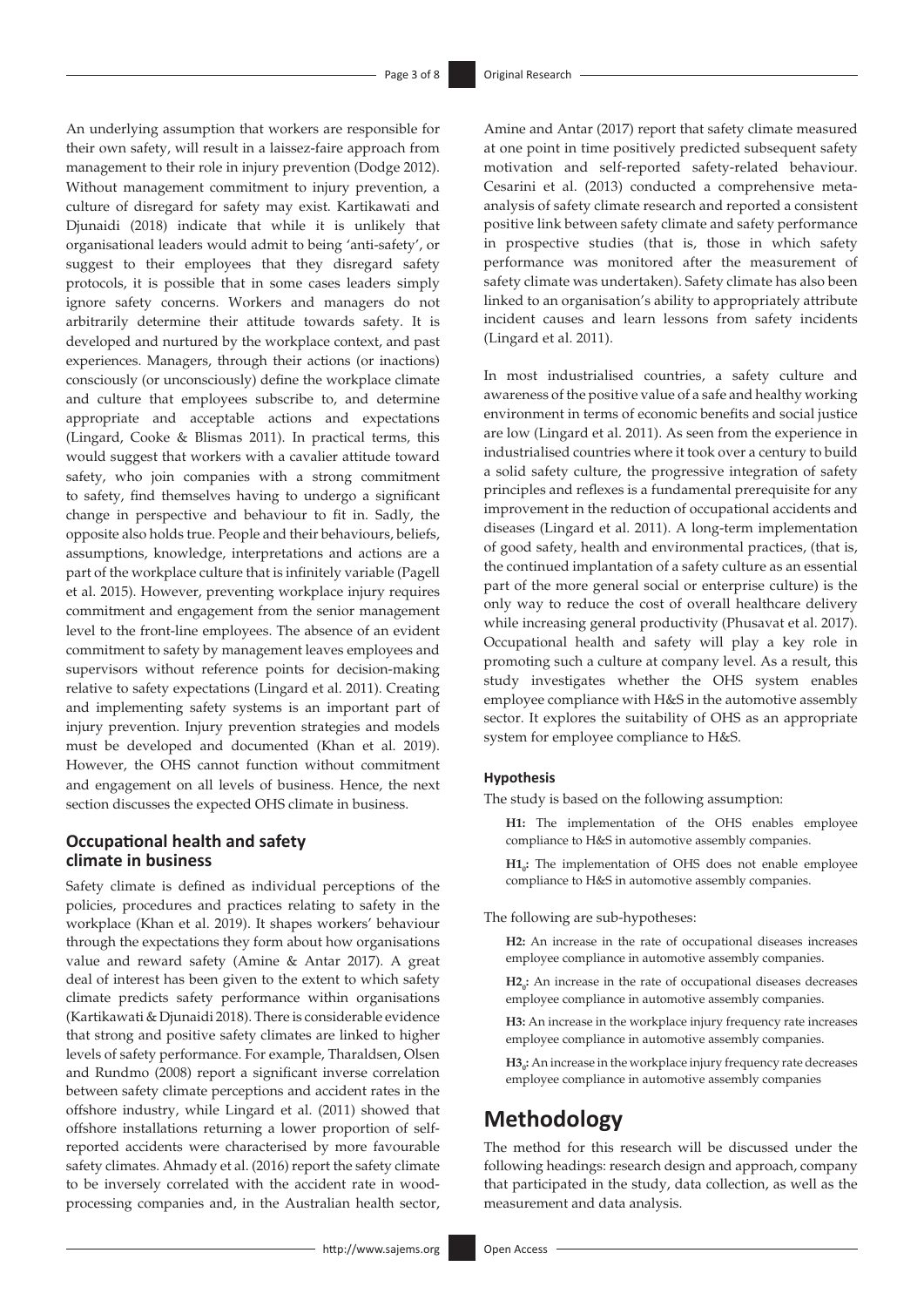An underlying assumption that workers are responsible for their own safety, will result in a laissez-faire approach from management to their role in injury prevention (Dodge 2012). Without management commitment to injury prevention, a culture of disregard for safety may exist. Kartikawati and Djunaidi (2018) indicate that while it is unlikely that organisational leaders would admit to being 'anti-safety', or suggest to their employees that they disregard safety protocols, it is possible that in some cases leaders simply ignore safety concerns. Workers and managers do not arbitrarily determine their attitude towards safety. It is developed and nurtured by the workplace context, and past experiences. Managers, through their actions (or inactions) consciously (or unconsciously) define the workplace climate and culture that employees subscribe to, and determine appropriate and acceptable actions and expectations (Lingard, Cooke & Blismas 2011). In practical terms, this would suggest that workers with a cavalier attitude toward safety, who join companies with a strong commitment to safety, find themselves having to undergo a significant change in perspective and behaviour to fit in. Sadly, the opposite also holds true. People and their behaviours, beliefs, assumptions, knowledge, interpretations and actions are a part of the workplace culture that is infinitely variable (Pagell et al. 2015). However, preventing workplace injury requires commitment and engagement from the senior management level to the front-line employees. The absence of an evident commitment to safety by management leaves employees and supervisors without reference points for decision-making relative to safety expectations (Lingard et al. 2011). Creating and implementing safety systems is an important part of injury prevention. Injury prevention strategies and models must be developed and documented (Khan et al. 2019). However, the OHS cannot function without commitment and engagement on all levels of business. Hence, the next section discusses the expected OHS climate in business.

## Occupational health and safety climate in business

Safety climate is defined as individual perceptions of the policies, procedures and practices relating to safety in the workplace (Khan et al. 2019). It shapes workers' behaviour through the expectations they form about how organisations value and reward safety (Amine & Antar 2017). A great deal of interest has been given to the extent to which safety climate predicts safety performance within organisations (Kartikawati & Djunaidi 2018). There is considerable evidence that strong and positive safety climates are linked to higher levels of safety performance. For example, Tharaldsen, Olsen and Rundmo (2008) report a significant inverse correlation between safety climate perceptions and accident rates in the offshore industry, while Lingard et al. (2011) showed that offshore installations returning a lower proportion of self-reported accidents were characterised by more favourable safety climates. Ahmady et al. (2016) report the safety climate to be inversely correlated with the accident rate in wood-processing companies and, in the Australian health sector, Amine and Antar (2017) report that safety climate measured at one point in time positively predicted subsequent safety motivation and self-reported safety-related behaviour. Cesarini et al. (2013) conducted a comprehensive meta-analysis of safety climate research and reported a consistent positive link between safety climate and safety performance in prospective studies (that is, those in which safety performance was monitored after the measurement of safety climate was undertaken). Safety climate has also been linked to an organisation's ability to appropriately attribute incident causes and learn lessons from safety incidents (Lingard et al. 2011).

In most industrialised countries, a safety culture and awareness of the positive value of a safe and healthy working environment in terms of economic benefits and social justice are low (Lingard et al. 2011). As seen from the experience in industrialised countries where it took over a century to build a solid safety culture, the progressive integration of safety principles and reflexes is a fundamental prerequisite for any improvement in the reduction of occupational accidents and diseases (Lingard et al. 2011). A long-term implementation of good safety, health and environmental practices, (that is, the continued implantation of a safety culture as an essential part of the more general social or enterprise culture) is the only way to reduce the cost of overall healthcare delivery while increasing general productivity (Phusavat et al. 2017). Occupational health and safety will play a key role in promoting such a culture at company level. As a result, this study investigates whether the OHS system enables employee compliance with H&S in the automotive assembly sector. It explores the suitability of OHS as an appropriate system for employee compliance to H&S.

#### Hypothesis

The study is based on the following assumption:

**H1:** The implementation of the OHS enables employee compliance to H&S in automotive assembly companies.

**$H1_0$:** The implementation of OHS does not enable employee compliance to H&S in automotive assembly companies.

The following are sub-hypotheses:

**H2:** An increase in the rate of occupational diseases increases employee compliance in automotive assembly companies.

**$H2_0$:** An increase in the rate of occupational diseases decreases employee compliance in automotive assembly companies.

**H3:** An increase in the workplace injury frequency rate increases employee compliance in automotive assembly companies.

**$H3_0$:** An increase in the workplace injury frequency rate decreases employee compliance in automotive assembly companies

# Methodology

The method for this research will be discussed under the following headings: research design and approach, company that participated in the study, data collection, as well as the measurement and data analysis.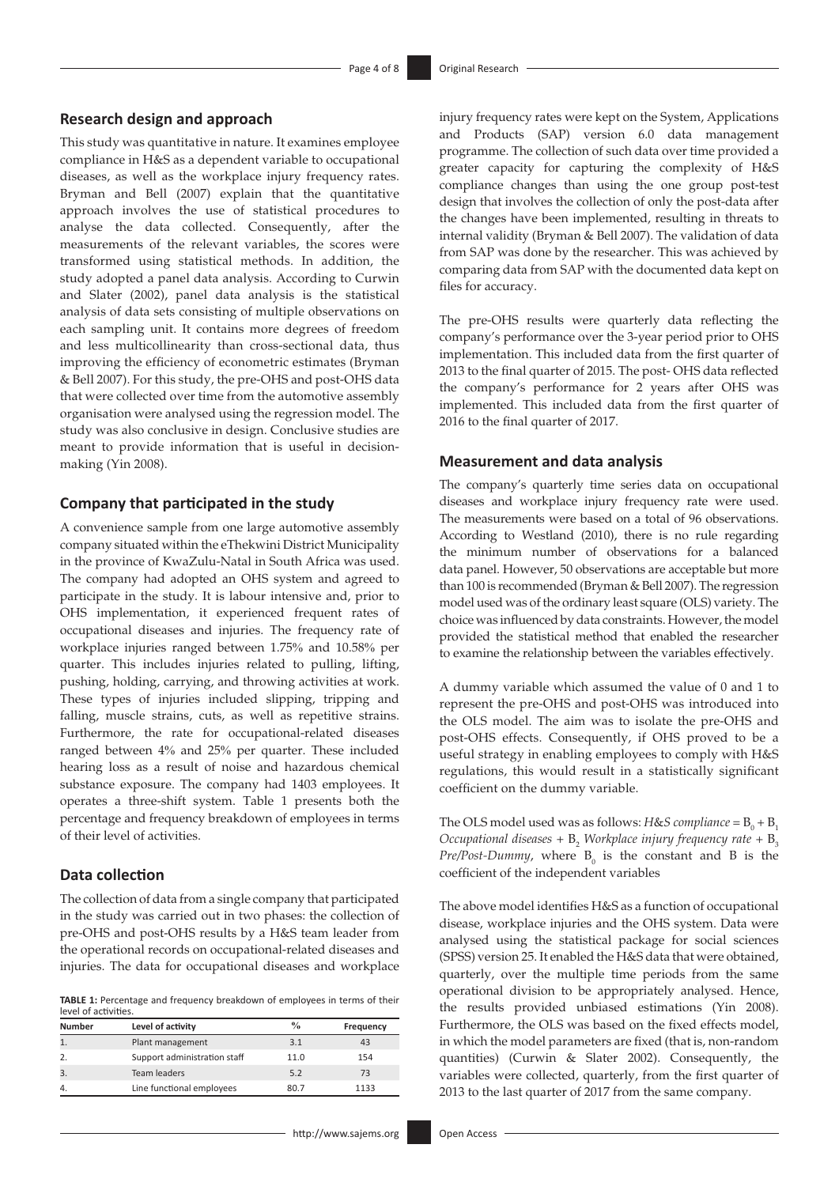## Research design and approach

This study was quantitative in nature. It examines employee compliance in H&S as a dependent variable to occupational diseases, as well as the workplace injury frequency rates. Bryman and Bell (2007) explain that the quantitative approach involves the use of statistical procedures to analyse the data collected. Consequently, after the measurements of the relevant variables, the scores were transformed using statistical methods. In addition, the study adopted a panel data analysis. According to Curwin and Slater (2002), panel data analysis is the statistical analysis of data sets consisting of multiple observations on each sampling unit. It contains more degrees of freedom and less multicollinearity than cross-sectional data, thus improving the efficiency of econometric estimates (Bryman & Bell 2007). For this study, the pre-OHS and post-OHS data that were collected over time from the automotive assembly organisation were analysed using the regression model. The study was also conclusive in design. Conclusive studies are meant to provide information that is useful in decision-making (Yin 2008).

## Company that participated in the study

A convenience sample from one large automotive assembly company situated within the eThekwini District Municipality in the province of KwaZulu-Natal in South Africa was used. The company had adopted an OHS system and agreed to participate in the study. It is labour intensive and, prior to OHS implementation, it experienced frequent rates of occupational diseases and injuries. The frequency rate of workplace injuries ranged between 1.75% and 10.58% per quarter. This includes injuries related to pulling, lifting, pushing, holding, carrying, and throwing activities at work. These types of injuries included slipping, tripping and falling, muscle strains, cuts, as well as repetitive strains. Furthermore, the rate for occupational-related diseases ranged between 4% and 25% per quarter. These included hearing loss as a result of noise and hazardous chemical substance exposure. The company had 1403 employees. It operates a three-shift system. Table 1 presents both the percentage and frequency breakdown of employees in terms of their level of activities.

## Data collection

The collection of data from a single company that participated in the study was carried out in two phases: the collection of pre-OHS and post-OHS results by a H&S team leader from the operational records on occupational-related diseases and injuries. The data for occupational diseases and workplace injury frequency rates were kept on the System, Applications and Products (SAP) version 6.0 data management programme. The collection of such data over time provided a greater capacity for capturing the complexity of H&S compliance changes than using the one group post-test design that involves the collection of only the post-data after the changes have been implemented, resulting in threats to internal validity (Bryman & Bell 2007). The validation of data from SAP was done by the researcher. This was achieved by comparing data from SAP with the documented data kept on files for accuracy.

**TABLE 1:** Percentage and frequency breakdown of employees in terms of their level of activities.

| Number | Level of activity | % | Frequency |
|---|---|---|---|
| 1. | Plant management | 3.1 | 43 |
| 2. | Support administration staff | 11.0 | 154 |
| 3. | Team leaders | 5.2 | 73 |
| 4. | Line functional employees | 80.7 | 1133 |

The pre-OHS results were quarterly data reflecting the company's performance over the 3-year period prior to OHS implementation. This included data from the first quarter of 2013 to the final quarter of 2015. The post- OHS data reflected the company's performance for 2 years after OHS was implemented. This included data from the first quarter of 2016 to the final quarter of 2017.

## Measurement and data analysis

The company's quarterly time series data on occupational diseases and workplace injury frequency rate were used. The measurements were based on a total of 96 observations. According to Westland (2010), there is no rule regarding the minimum number of observations for a balanced data panel. However, 50 observations are acceptable but more than 100 is recommended (Bryman & Bell 2007). The regression model used was of the ordinary least square (OLS) variety. The choice was influenced by data constraints. However, the model provided the statistical method that enabled the researcher to examine the relationship between the variables effectively.

A dummy variable which assumed the value of 0 and 1 to represent the pre-OHS and post-OHS was introduced into the OLS model. The aim was to isolate the pre-OHS and post-OHS effects. Consequently, if OHS proved to be a useful strategy in enabling employees to comply with H&S regulations, this would result in a statistically significant coefficient on the dummy variable.

The OLS model used was as follows: *H&S compliance* = $B_0$ + $B_1$ *Occupational diseases* + $B_2$ *Workplace injury frequency rate* + $B_3$ *Pre/Post-Dummy*, where $B_0$ is the constant and B is the coefficient of the independent variables

The above model identifies H&S as a function of occupational disease, workplace injuries and the OHS system. Data were analysed using the statistical package for social sciences (SPSS) version 25. It enabled the H&S data that were obtained, quarterly, over the multiple time periods from the same operational division to be appropriately analysed. Hence, the results provided unbiased estimations (Yin 2008). Furthermore, the OLS was based on the fixed effects model, in which the model parameters are fixed (that is, non-random quantities) (Curwin & Slater 2002). Consequently, the variables were collected, quarterly, from the first quarter of 2013 to the last quarter of 2017 from the same company.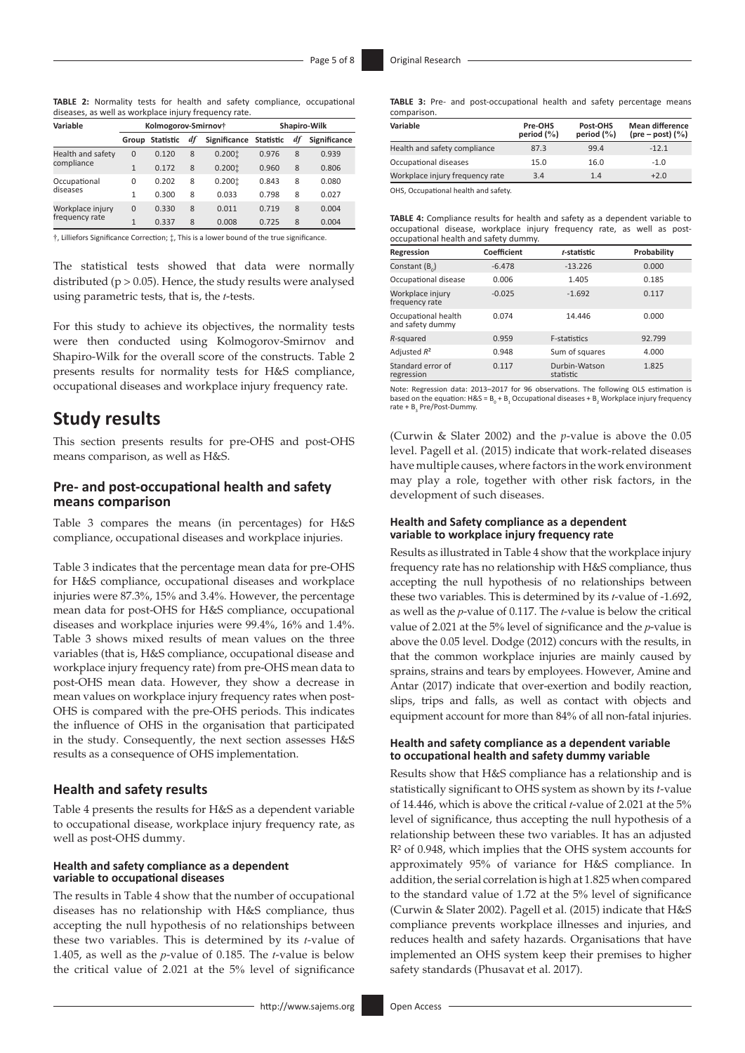**TABLE 2:** Normality tests for health and safety compliance, occupational diseases, as well as workplace injury frequency rate.

| Variable | Kolmogorov-Smirnov† | | | | Shapiro-Wilk | | |
|---|---|---|---|---|---|---|---|
| | Group | Statistic | *df* | Significance | Statistic | *df* | Significance |
| Health and safety compliance | 0 | 0.120 | 8 | 0.200‡ | 0.976 | 8 | 0.939 |
| | 1 | 0.172 | 8 | 0.200‡ | 0.960 | 8 | 0.806 |
| Occupational diseases | 0 | 0.202 | 8 | 0.200‡ | 0.843 | 8 | 0.080 |
| | 1 | 0.300 | 8 | 0.033 | 0.798 | 8 | 0.027 |
| Workplace injury frequency rate | 0 | 0.330 | 8 | 0.011 | 0.719 | 8 | 0.004 |
| | 1 | 0.337 | 8 | 0.008 | 0.725 | 8 | 0.004 |

†, Lilliefors Significance Correction; ‡, This is a lower bound of the true significance.

The statistical tests showed that data were normally distributed ($p > 0.05$). Hence, the study results were analysed using parametric tests, that is, the *t*-tests.

For this study to achieve its objectives, the normality tests were then conducted using Kolmogorov-Smirnov and Shapiro-Wilk for the overall score of the constructs. Table 2 presents results for normality tests for H&S compliance, occupational diseases and workplace injury frequency rate.

# Study results

This section presents results for pre-OHS and post-OHS means comparison, as well as H&S.

## Pre- and post-occupational health and safety means comparison

Table 3 compares the means (in percentages) for H&S compliance, occupational diseases and workplace injuries.

Table 3 indicates that the percentage mean data for pre-OHS for H&S compliance, occupational diseases and workplace injuries were 87.3%, 15% and 3.4%. However, the percentage mean data for post-OHS for H&S compliance, occupational diseases and workplace injuries were 99.4%, 16% and 1.4%. Table 3 shows mixed results of mean values on the three variables (that is, H&S compliance, occupational disease and workplace injury frequency rate) from pre-OHS mean data to post-OHS mean data. However, they show a decrease in mean values on workplace injury frequency rates when post-OHS is compared with the pre-OHS periods. This indicates the influence of OHS in the organisation that participated in the study. Consequently, the next section assesses H&S results as a consequence of OHS implementation.

## Health and safety results

Table 4 presents the results for H&S as a dependent variable to occupational disease, workplace injury frequency rate, as well as post-OHS dummy.

### Health and safety compliance as a dependent variable to occupational diseases

The results in Table 4 show that the number of occupational diseases has no relationship with H&S compliance, thus accepting the null hypothesis of no relationships between these two variables. This is determined by its *t*-value of 1.405, as well as the *p*-value of 0.185. The *t*-value is below the critical value of 2.021 at the 5% level of significance (Curwin & Slater 2002) and the *p*-value is above the 0.05 level. Pagell et al. (2015) indicate that work-related diseases have multiple causes, where factors in the work environment may play a role, together with other risk factors, in the development of such diseases.

**TABLE 3:** Pre- and post-occupational health and safety percentage means comparison.

| Variable | Pre-OHS period (%) | Post-OHS period (%) | Mean difference (pre – post) (%) |
|---|---|---|---|
| Health and safety compliance | 87.3 | 99.4 | -12.1 |
| Occupational diseases | 15.0 | 16.0 | -1.0 |
| Workplace injury frequency rate | 3.4 | 1.4 | +2.0 |

OHS, Occupational health and safety.

**TABLE 4:** Compliance results for health and safety as a dependent variable to occupational disease, workplace injury frequency rate, as well as post-occupational health and safety dummy.

| Regression | Coefficient | *t*-statistic | Probability |
|---|---|---|---|
| Constant ($B_0$) | -6.478 | -13.226 | 0.000 |
| Occupational disease | 0.006 | 1.405 | 0.185 |
| Workplace injury frequency rate | -0.025 | -1.692 | 0.117 |
| Occupational health and safety dummy | 0.074 | 14.446 | 0.000 |
| *R*-squared | 0.959 | F-statistics | 92.799 |
| Adjusted $R^2$ | 0.948 | Sum of squares | 4.000 |
| Standard error of regression | 0.117 | Durbin-Watson statistic | 1.825 |

Note: Regression data: 2013–2017 for 96 observations. The following OLS estimation is based on the equation: H&S = $B_0$ + $B_1$ Occupational diseases + $B_2$ Workplace injury frequency rate + $B_3$ Pre/Post-Dummy.

### Health and Safety compliance as a dependent variable to workplace injury frequency rate

Results as illustrated in Table 4 show that the workplace injury frequency rate has no relationship with H&S compliance, thus accepting the null hypothesis of no relationships between these two variables. This is determined by its *t*-value of -1.692, as well as the *p*-value of 0.117. The *t*-value is below the critical value of 2.021 at the 5% level of significance and the *p*-value is above the 0.05 level. Dodge (2012) concurs with the results, in that the common workplace injuries are mainly caused by sprains, strains and tears by employees. However, Amine and Antar (2017) indicate that over-exertion and bodily reaction, slips, trips and falls, as well as contact with objects and equipment account for more than 84% of all non-fatal injuries.

### Health and safety compliance as a dependent variable to occupational health and safety dummy variable

Results show that H&S compliance has a relationship and is statistically significant to OHS system as shown by its *t*-value of 14.446, which is above the critical *t*-value of 2.021 at the 5% level of significance, thus accepting the null hypothesis of a relationship between these two variables. It has an adjusted $R^2$ of 0.948, which implies that the OHS system accounts for approximately 95% of variance for H&S compliance. In addition, the serial correlation is high at 1.825 when compared to the standard value of 1.72 at the 5% level of significance (Curwin & Slater 2002). Pagell et al. (2015) indicate that H&S compliance prevents workplace illnesses and injuries, and reduces health and safety hazards. Organisations that have implemented an OHS system keep their premises to higher safety standards (Phusavat et al. 2017).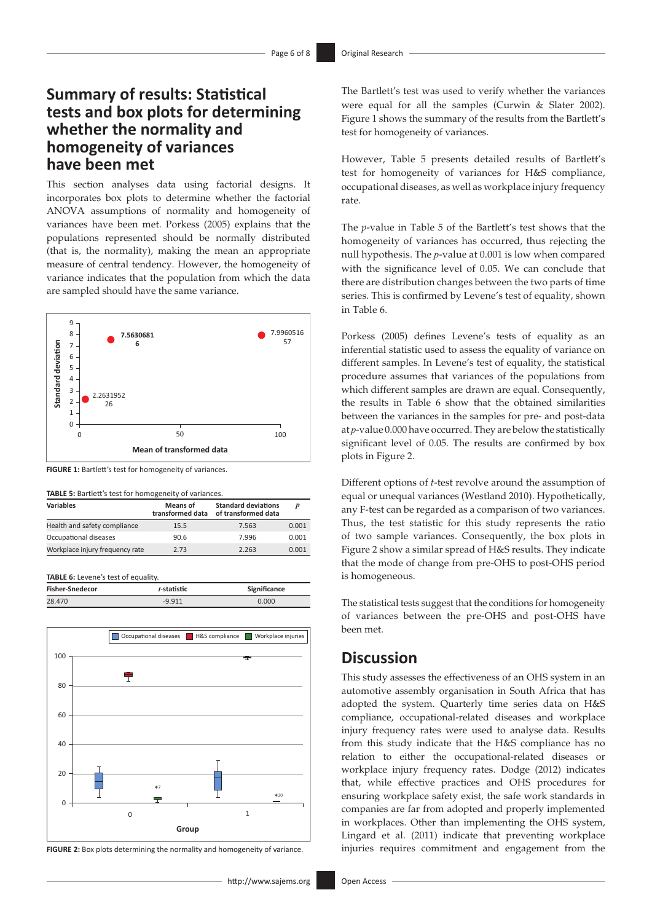## Summary of results: Statistical tests and box plots for determining whether the normality and homogeneity of variances have been met

This section analyses data using factorial designs. It incorporates box plots to determine whether the factorial ANOVA assumptions of normality and homogeneity of variances have been met. Porkess (2005) explains that the populations represented should be normally distributed (that is, the normality), making the mean an appropriate measure of central tendency. However, the homogeneity of variance indicates that the population from which the data are sampled should have the same variance.

**FIGURE 1:** Bartlett's test for homogeneity of variances.

**TABLE 5:** Bartlett's test for homogeneity of variances.

| Variables | Means of transformed data | Standard deviations of transformed data | *p* |
|---|---|---|---|
| Health and safety compliance | 15.5 | 7.563 | 0.001 |
| Occupational diseases | 90.6 | 7.996 | 0.001 |
| Workplace injury frequency rate | 2.73 | 2.263 | 0.001 |

**TABLE 6:** Levene's test of equality.

| Fisher-Snedecor | *t*-statistic | Significance |
|---|---|---|
| 28.470 | -9.911 | 0.000 |

**FIGURE 2:** Box plots determining the normality and homogeneity of variance.

The Bartlett's test was used to verify whether the variances were equal for all the samples (Curwin & Slater 2002). Figure 1 shows the summary of the results from the Bartlett's test for homogeneity of variances.

However, Table 5 presents detailed results of Bartlett's test for homogeneity of variances for H&S compliance, occupational diseases, as well as workplace injury frequency rate.

The *p*-value in Table 5 of the Bartlett's test shows that the homogeneity of variances has occurred, thus rejecting the null hypothesis. The *p*-value at 0.001 is low when compared with the significance level of 0.05. We can conclude that there are distribution changes between the two parts of time series. This is confirmed by Levene's test of equality, shown in Table 6.

Porkess (2005) defines Levene's tests of equality as an inferential statistic used to assess the equality of variance on different samples. In Levene's test of equality, the statistical procedure assumes that variances of the populations from which different samples are drawn are equal. Consequently, the results in Table 6 show that the obtained similarities between the variances in the samples for pre- and post-data at *p*-value 0.000 have occurred. They are below the statistically significant level of 0.05. The results are confirmed by box plots in Figure 2.

Different options of *t*-test revolve around the assumption of equal or unequal variances (Westland 2010). Hypothetically, any F-test can be regarded as a comparison of two variances. Thus, the test statistic for this study represents the ratio of two sample variances. Consequently, the box plots in Figure 2 show a similar spread of H&S results. They indicate that the mode of change from pre-OHS to post-OHS period is homogeneous.

The statistical tests suggest that the conditions for homogeneity of variances between the pre-OHS and post-OHS have been met.

## Discussion

This study assesses the effectiveness of an OHS system in an automotive assembly organisation in South Africa that has adopted the system. Quarterly time series data on H&S compliance, occupational-related diseases and workplace injury frequency rates were used to analyse data. Results from this study indicate that the H&S compliance has no relation to either the occupational-related diseases or workplace injury frequency rates. Dodge (2012) indicates that, while effective practices and OHS procedures for ensuring workplace safety exist, the safe work standards in companies are far from adopted and properly implemented in workplaces. Other than implementing the OHS system, Lingard et al. (2011) indicate that preventing workplace injuries requires commitment and engagement from the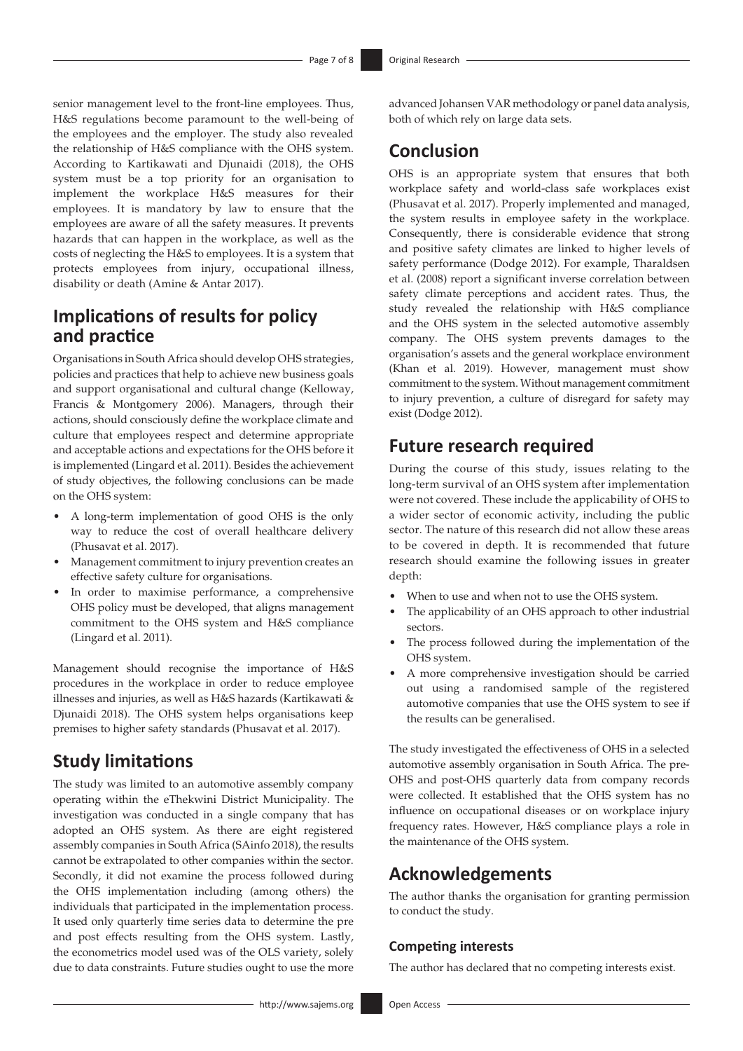senior management level to the front-line employees. Thus, H&S regulations become paramount to the well-being of the employees and the employer. The study also revealed the relationship of H&S compliance with the OHS system. According to Kartikawati and Djunaidi (2018), the OHS system must be a top priority for an organisation to implement the workplace H&S measures for their employees. It is mandatory by law to ensure that the employees are aware of all the safety measures. It prevents hazards that can happen in the workplace, as well as the costs of neglecting the H&S to employees. It is a system that protects employees from injury, occupational illness, disability or death (Amine & Antar 2017).

## Implications of results for policy and practice

Organisations in South Africa should develop OHS strategies, policies and practices that help to achieve new business goals and support organisational and cultural change (Kelloway, Francis & Montgomery 2006). Managers, through their actions, should consciously define the workplace climate and culture that employees respect and determine appropriate and acceptable actions and expectations for the OHS before it is implemented (Lingard et al. 2011). Besides the achievement of study objectives, the following conclusions can be made on the OHS system:

- A long-term implementation of good OHS is the only way to reduce the cost of overall healthcare delivery (Phusavat et al. 2017).
- Management commitment to injury prevention creates an effective safety culture for organisations.
- In order to maximise performance, a comprehensive OHS policy must be developed, that aligns management commitment to the OHS system and H&S compliance (Lingard et al. 2011).

Management should recognise the importance of H&S procedures in the workplace in order to reduce employee illnesses and injuries, as well as H&S hazards (Kartikawati & Djunaidi 2018). The OHS system helps organisations keep premises to higher safety standards (Phusavat et al. 2017).

## Study limitations

The study was limited to an automotive assembly company operating within the eThekwini District Municipality. The investigation was conducted in a single company that has adopted an OHS system. As there are eight registered assembly companies in South Africa (SAinfo 2018), the results cannot be extrapolated to other companies within the sector. Secondly, it did not examine the process followed during the OHS implementation including (among others) the individuals that participated in the implementation process. It used only quarterly time series data to determine the pre and post effects resulting from the OHS system. Lastly, the econometrics model used was of the OLS variety, solely due to data constraints. Future studies ought to use the more advanced Johansen VAR methodology or panel data analysis, both of which rely on large data sets.

## Conclusion

OHS is an appropriate system that ensures that both workplace safety and world-class safe workplaces exist (Phusavat et al. 2017). Properly implemented and managed, the system results in employee safety in the workplace. Consequently, there is considerable evidence that strong and positive safety climates are linked to higher levels of safety performance (Dodge 2012). For example, Tharaldsen et al. (2008) report a significant inverse correlation between safety climate perceptions and accident rates. Thus, the study revealed the relationship with H&S compliance and the OHS system in the selected automotive assembly company. The OHS system prevents damages to the organisation's assets and the general workplace environment (Khan et al. 2019). However, management must show commitment to the system. Without management commitment to injury prevention, a culture of disregard for safety may exist (Dodge 2012).

## Future research required

During the course of this study, issues relating to the long-term survival of an OHS system after implementation were not covered. These include the applicability of OHS to a wider sector of economic activity, including the public sector. The nature of this research did not allow these areas to be covered in depth. It is recommended that future research should examine the following issues in greater depth:

- When to use and when not to use the OHS system.
- The applicability of an OHS approach to other industrial sectors.
- The process followed during the implementation of the OHS system.
- A more comprehensive investigation should be carried out using a randomised sample of the registered automotive companies that use the OHS system to see if the results can be generalised.

The study investigated the effectiveness of OHS in a selected automotive assembly organisation in South Africa. The pre-OHS and post-OHS quarterly data from company records were collected. It established that the OHS system has no influence on occupational diseases or on workplace injury frequency rates. However, H&S compliance plays a role in the maintenance of the OHS system.

## Acknowledgements

The author thanks the organisation for granting permission to conduct the study.

### Competing interests

The author has declared that no competing interests exist.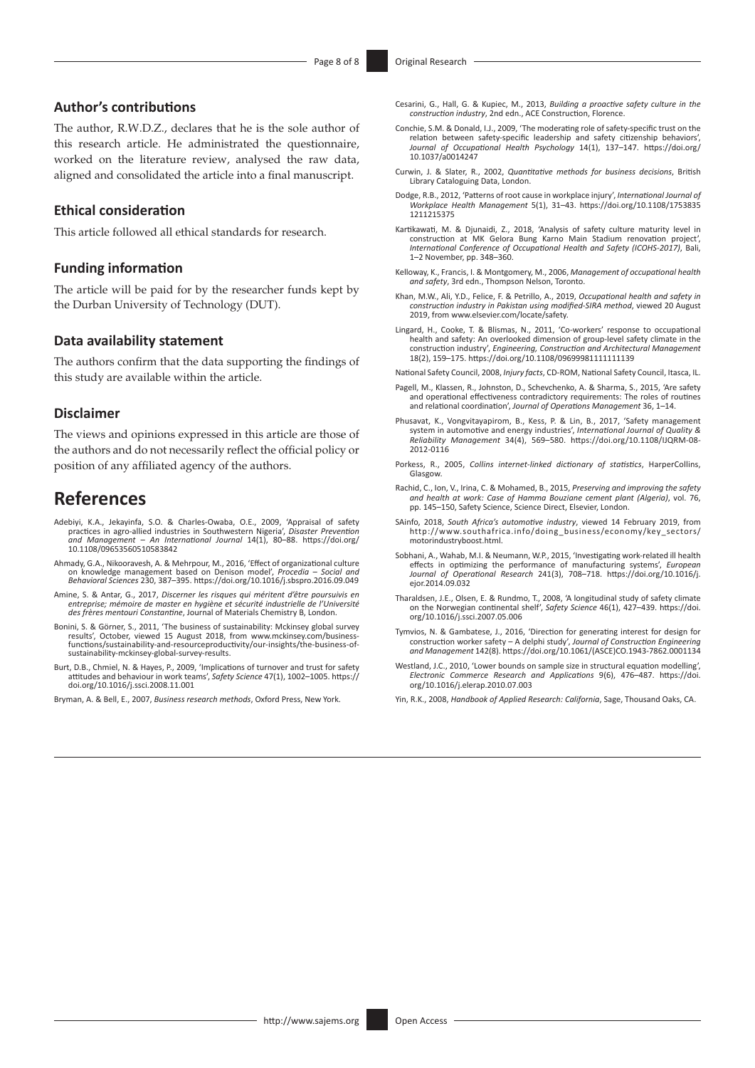## Author's contributions

The author, R.W.D.Z., declares that he is the sole author of this research article. He administrated the questionnaire, worked on the literature review, analysed the raw data, aligned and consolidated the article into a final manuscript.

## Ethical consideration

This article followed all ethical standards for research.

## Funding information

The article will be paid for by the researcher funds kept by the Durban University of Technology (DUT).

## Data availability statement

The authors confirm that the data supporting the findings of this study are available within the article.

## Disclaimer

The views and opinions expressed in this article are those of the authors and do not necessarily reflect the official policy or position of any affiliated agency of the authors.

# References

Adebiyi, K.A., Jekayinfa, S.O. & Charles-Owaba, O.E., 2009, 'Appraisal of safety practices in agro-allied industries in Southwestern Nigeria', *Disaster Prevention and Management – An International Journal* 14(1), 80–88. https://doi.org/10.1108/09653560510583842

Ahmady, G.A., Nikooravesh, A. & Mehrpour, M., 2016, 'Effect of organizational culture on knowledge management based on Denison model', *Procedia – Social and Behavioral Sciences* 230, 387–395. https://doi.org/10.1016/j.sbspro.2016.09.049

Amine, S. & Antar, G., 2017, *Discerner les risques qui méritent d'être poursuivis en entreprise; mémoire de master en hygiène et sécurité industrielle de l'Université des frères mentouri Constantine*, Journal of Materials Chemistry B, London.

Bonini, S. & Görner, S., 2011, 'The business of sustainability: Mckinsey global survey results', October, viewed 15 August 2018, from www.mckinsey.com/business-functions/sustainability-and-resourceproductivity/our-insights/the-business-of-sustainability-mckinsey-global-survey-results.

Burt, D.B., Chmiel, N. & Hayes, P., 2009, 'Implications of turnover and trust for safety attitudes and behaviour in work teams', *Safety Science* 47(1), 1002–1005. https://doi.org/10.1016/j.ssci.2008.11.001

Bryman, A. & Bell, E., 2007, *Business research methods*, Oxford Press, New York.

Cesarini, G., Hall, G. & Kupiec, M., 2013, *Building a proactive safety culture in the construction industry*, 2nd edn., ACE Construction, Florence.

Conchie, S.M. & Donald, I.J., 2009, 'The moderating role of safety-specific trust on the relation between safety-specific leadership and safety citizenship behaviors', *Journal of Occupational Health Psychology* 14(1), 137–147. https://doi.org/10.1037/a0014247

Curwin, J. & Slater, R., 2002, *Quantitative methods for business decisions*, British Library Cataloguing Data, London.

Dodge, R.B., 2012, 'Patterns of root cause in workplace injury', *International Journal of Workplace Health Management* 5(1), 31–43. https://doi.org/10.1108/17538351211215375

Kartikawati, M. & Djunaidi, Z., 2018, 'Analysis of safety culture maturity level in construction at MK Gelora Bung Karno Main Stadium renovation project', *International Conference of Occupational Health and Safety (ICOHS-2017)*, Bali, 1–2 November, pp. 348–360.

Kelloway, K., Francis, I. & Montgomery, M., 2006, *Management of occupational health and safety*, 3rd edn., Thompson Nelson, Toronto.

Khan, M.W., Ali, Y.D., Felice, F. & Petrillo, A., 2019, *Occupational health and safety in construction industry in Pakistan using modified-SIRA method*, viewed 20 August 2019, from www.elsevier.com/locate/safety.

Lingard, H., Cooke, T. & Blismas, N., 2011, 'Co-workers' response to occupational health and safety: An overlooked dimension of group-level safety climate in the construction industry', *Engineering, Construction and Architectural Management* 18(2), 159–175. https://doi.org/10.1108/09699981111111139

National Safety Council, 2008, *Injury facts*, CD-ROM, National Safety Council, Itasca, IL.

Pagell, M., Klassen, R., Johnston, D., Schevchenko, A. & Sharma, S., 2015, 'Are safety and operational effectiveness contradictory requirements: The roles of routines and relational coordination', *Journal of Operations Management* 36, 1–14.

Phusavat, K., Vongvitayapirom, B., Kess, P. & Lin, B., 2017, 'Safety management system in automotive and energy industries', *International Journal of Quality & Reliability Management* 34(4), 569–580. https://doi.org/10.1108/IJQRM-08-2012-0116

Porkess, R., 2005, *Collins internet-linked dictionary of statistics*, HarperCollins, Glasgow.

Rachid, C., Ion, V., Irina, C. & Mohamed, B., 2015, *Preserving and improving the safety and health at work: Case of Hamma Bouziane cement plant (Algeria)*, vol. 76, pp. 145–150, Safety Science, Science Direct, Elsevier, London.

SAinfo, 2018, *South Africa's automotive industry*, viewed 14 February 2019, from http://www.southafrica.info/doing_business/economy/key_sectors/motorindustryboost.html.

Sobhani, A., Wahab, M.I. & Neumann, W.P., 2015, 'Investigating work-related ill health effects in optimizing the performance of manufacturing systems', *European Journal of Operational Research* 241(3), 708–718. https://doi.org/10.1016/j.ejor.2014.09.032

Tharaldsen, J.E., Olsen, E. & Rundmo, T., 2008, 'A longitudinal study of safety climate on the Norwegian continental shelf', *Safety Science* 46(1), 427–439. https://doi.org/10.1016/j.ssci.2007.05.006

Tymvios, N. & Gambatese, J., 2016, 'Direction for generating interest for design for construction worker safety – A delphi study', *Journal of Construction Engineering and Management* 142(8). https://doi.org/10.1061/(ASCE)CO.1943-7862.0001134

Westland, J.C., 2010, 'Lower bounds on sample size in structural equation modelling', *Electronic Commerce Research and Applications* 9(6), 476–487. https://doi.org/10.1016/j.elerap.2010.07.003

Yin, R.K., 2008, *Handbook of Applied Research: California*, Sage, Thousand Oaks, CA.